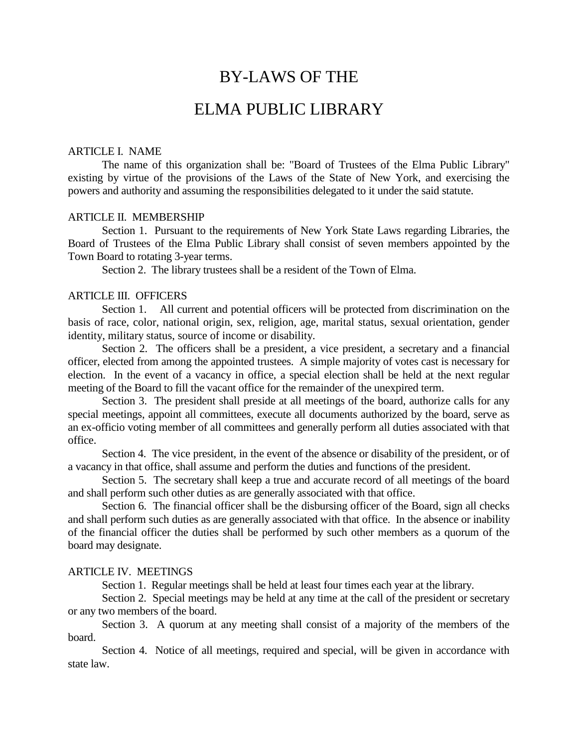# BY-LAWS OF THE

# ELMA PUBLIC LIBRARY

## ARTICLE I. NAME

The name of this organization shall be: "Board of Trustees of the Elma Public Library" existing by virtue of the provisions of the Laws of the State of New York, and exercising the powers and authority and assuming the responsibilities delegated to it under the said statute.

## ARTICLE II. MEMBERSHIP

Section 1. Pursuant to the requirements of New York State Laws regarding Libraries, the Board of Trustees of the Elma Public Library shall consist of seven members appointed by the Town Board to rotating 3-year terms.

Section 2. The library trustees shall be a resident of the Town of Elma.

## ARTICLE III. OFFICERS

Section 1. All current and potential officers will be protected from discrimination on the basis of race, color, national origin, sex, religion, age, marital status, sexual orientation, gender identity, military status, source of income or disability.

Section 2. The officers shall be a president, a vice president, a secretary and a financial officer, elected from among the appointed trustees. A simple majority of votes cast is necessary for election. In the event of a vacancy in office, a special election shall be held at the next regular meeting of the Board to fill the vacant office for the remainder of the unexpired term.

Section 3. The president shall preside at all meetings of the board, authorize calls for any special meetings, appoint all committees, execute all documents authorized by the board, serve as an ex-officio voting member of all committees and generally perform all duties associated with that office.

Section 4. The vice president, in the event of the absence or disability of the president, or of a vacancy in that office, shall assume and perform the duties and functions of the president.

Section 5. The secretary shall keep a true and accurate record of all meetings of the board and shall perform such other duties as are generally associated with that office.

Section 6. The financial officer shall be the disbursing officer of the Board, sign all checks and shall perform such duties as are generally associated with that office. In the absence or inability of the financial officer the duties shall be performed by such other members as a quorum of the board may designate.

## ARTICLE IV. MEETINGS

Section 1. Regular meetings shall be held at least four times each year at the library.

Section 2. Special meetings may be held at any time at the call of the president or secretary or any two members of the board.

Section 3. A quorum at any meeting shall consist of a majority of the members of the board.

Section 4. Notice of all meetings, required and special, will be given in accordance with state law.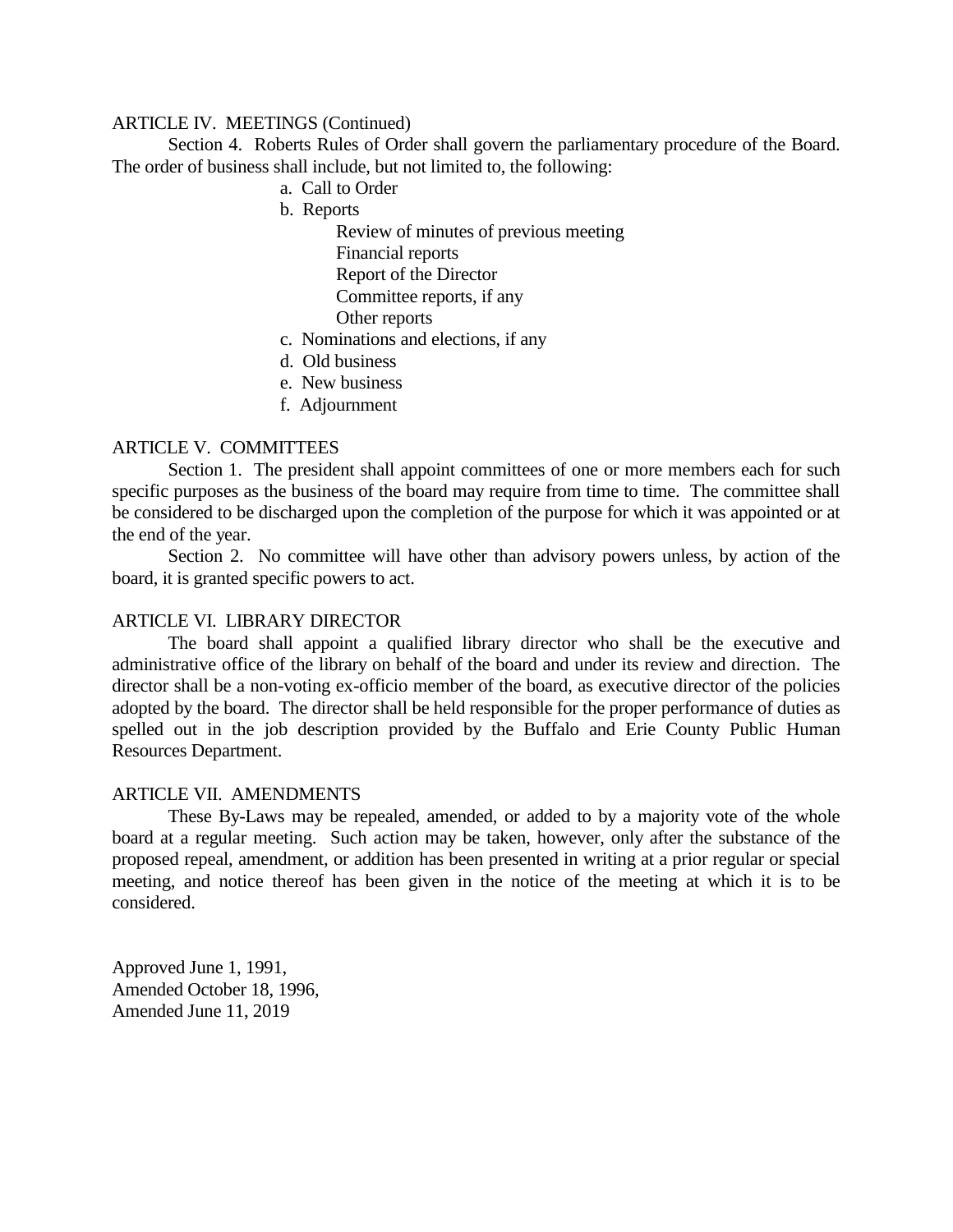ARTICLE IV. MEETINGS (Continued)

Section 4. Roberts Rules of Order shall govern the parliamentary procedure of the Board. The order of business shall include, but not limited to, the following:

a. Call to Order
b. Reports
   - Review of minutes of previous meeting
   - Financial reports
   - Report of the Director
   - Committee reports, if any
   - Other reports
c. Nominations and elections, if any
d. Old business
e. New business
f. Adjournment

ARTICLE V. COMMITTEES

Section 1. The president shall appoint committees of one or more members each for such specific purposes as the business of the board may require from time to time. The committee shall be considered to be discharged upon the completion of the purpose for which it was appointed or at the end of the year.

Section 2. No committee will have other than advisory powers unless, by action of the board, it is granted specific powers to act.

ARTICLE VI. LIBRARY DIRECTOR

The board shall appoint a qualified library director who shall be the executive and administrative office of the library on behalf of the board and under its review and direction. The director shall be a non-voting ex-officio member of the board, as executive director of the policies adopted by the board. The director shall be held responsible for the proper performance of duties as spelled out in the job description provided by the Buffalo and Erie County Public Human Resources Department.

ARTICLE VII. AMENDMENTS

These By-Laws may be repealed, amended, or added to by a majority vote of the whole board at a regular meeting. Such action may be taken, however, only after the substance of the proposed repeal, amendment, or addition has been presented in writing at a prior regular or special meeting, and notice thereof has been given in the notice of the meeting at which it is to be considered.

Approved June 1, 1991,
Amended October 18, 1996,
Amended June 11, 2019